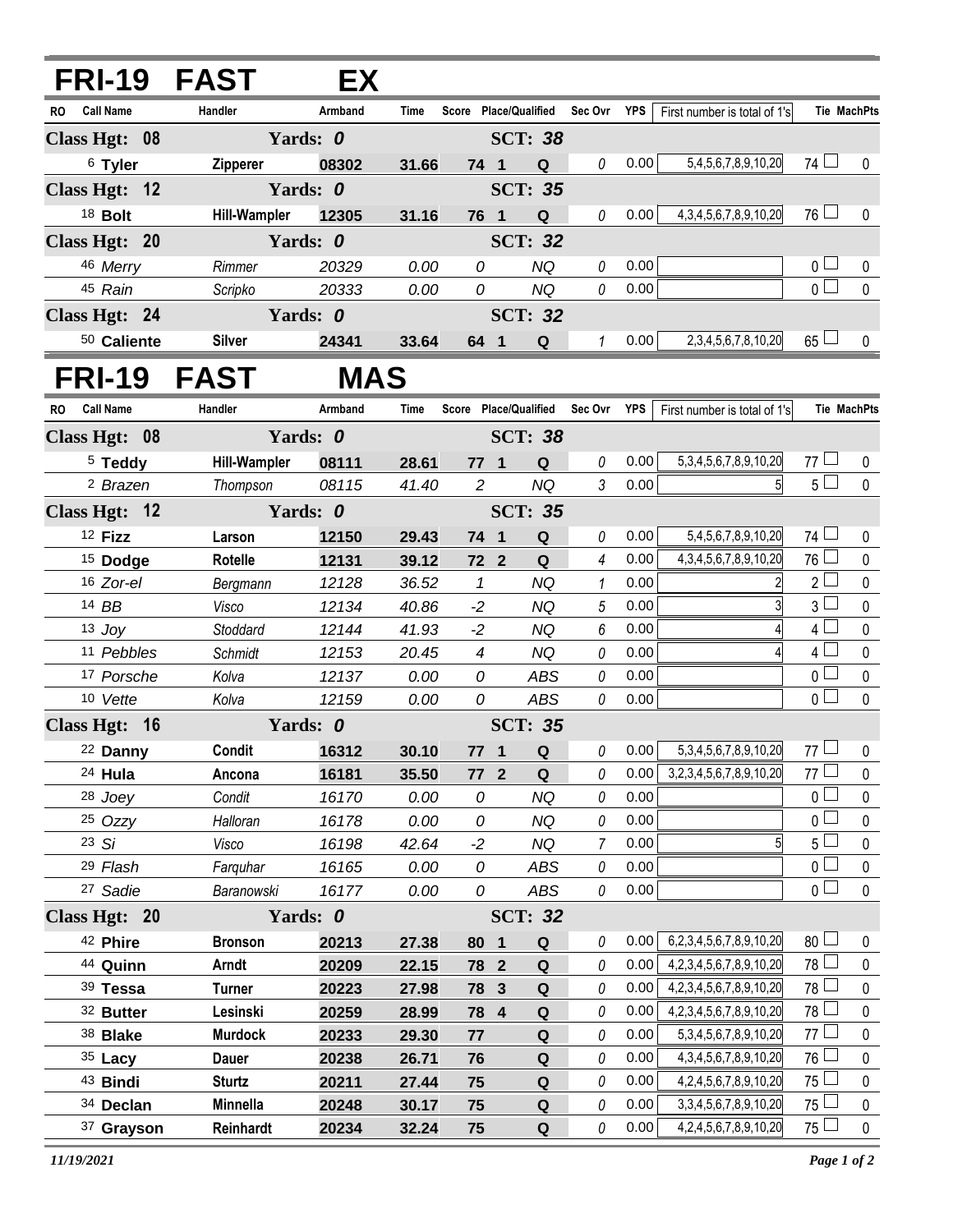# FRI-19 FAST EX

| RO | Call Name | Handler | Armband | Time | Score | Place/Qualified | | Sec Ovr | YPS | First number is total of 1's | Tie | MachPts |
|---|---|---|---|---|---|---|---|---|---|---|---|---|
| **Class Hgt: 08** | | **Yards: 0** | | | | **SCT: 38** | | | | | | |
| 6 | **Tyler** | **Zipperer** | **08302** | **31.66** | **74** | **1** | **Q** | 0 | 0.00 | 5,4,5,6,7,8,9,10,20 | 74 | 0 |
| **Class Hgt: 12** | | **Yards: 0** | | | | **SCT: 35** | | | | | | |
| 18 | **Bolt** | **Hill-Wampler** | **12305** | **31.16** | **76** | **1** | **Q** | 0 | 0.00 | 4,3,4,5,6,7,8,9,10,20 | 76 | 0 |
| **Class Hgt: 20** | | **Yards: 0** | | | | **SCT: 32** | | | | | | |
| 46 | *Merry* | *Rimmer* | *20329* | *0.00* | *0* | | *NQ* | 0 | 0.00 | | 0 | 0 |
| 45 | *Rain* | *Scripko* | *20333* | *0.00* | *0* | | *NQ* | 0 | 0.00 | | 0 | 0 |
| **Class Hgt: 24** | | **Yards: 0** | | | | **SCT: 32** | | | | | | |
| 50 | **Caliente** | **Silver** | **24341** | **33.64** | **64** | **1** | **Q** | 1 | 0.00 | 2,3,4,5,6,7,8,10,20 | 65 | 0 |

# FRI-19 FAST MAS

| RO | Call Name | Handler | Armband | Time | Score | Place/Qualified | | Sec Ovr | YPS | First number is total of 1's | Tie | MachPts |
|---|---|---|---|---|---|---|---|---|---|---|---|---|
| **Class Hgt: 08** | | **Yards: 0** | | | | **SCT: 38** | | | | | | |
| 5 | **Teddy** | **Hill-Wampler** | **08111** | **28.61** | **77** | **1** | **Q** | 0 | 0.00 | 5,3,4,5,6,7,8,9,10,20 | 77 | 0 |
| 2 | *Brazen* | *Thompson* | *08115* | *41.40* | *2* | | *NQ* | 3 | 0.00 | 5 | 5 | 0 |
| **Class Hgt: 12** | | **Yards: 0** | | | | **SCT: 35** | | | | | | |
| 12 | **Fizz** | **Larson** | **12150** | **29.43** | **74** | **1** | **Q** | 0 | 0.00 | 5,4,5,6,7,8,9,10,20 | 74 | 0 |
| 15 | **Dodge** | **Rotelle** | **12131** | **39.12** | **72** | **2** | **Q** | 4 | 0.00 | 4,3,4,5,6,7,8,9,10,20 | 76 | 0 |
| 16 | *Zor-el* | *Bergmann* | *12128* | *36.52* | *1* | | *NQ* | 1 | 0.00 | 2 | 2 | 0 |
| 14 | *BB* | *Visco* | *12134* | *40.86* | *-2* | | *NQ* | 5 | 0.00 | 3 | 3 | 0 |
| 13 | *Joy* | *Stoddard* | *12144* | *41.93* | *-2* | | *NQ* | 6 | 0.00 | 4 | 4 | 0 |
| 11 | *Pebbles* | *Schmidt* | *12153* | *20.45* | *4* | | *NQ* | 0 | 0.00 | 4 | 4 | 0 |
| 17 | *Porsche* | *Kolva* | *12137* | *0.00* | *0* | | *ABS* | 0 | 0.00 | | 0 | 0 |
| 10 | *Vette* | *Kolva* | *12159* | *0.00* | *0* | | *ABS* | 0 | 0.00 | | 0 | 0 |
| **Class Hgt: 16** | | **Yards: 0** | | | | **SCT: 35** | | | | | | |
| 22 | **Danny** | **Condit** | **16312** | **30.10** | **77** | **1** | **Q** | 0 | 0.00 | 5,3,4,5,6,7,8,9,10,20 | 77 | 0 |
| 24 | **Hula** | **Ancona** | **16181** | **35.50** | **77** | **2** | **Q** | 0 | 0.00 | 3,2,3,4,5,6,7,8,9,10,20 | 77 | 0 |
| 28 | *Joey* | *Condit* | *16170* | *0.00* | *0* | | *NQ* | 0 | 0.00 | | 0 | 0 |
| 25 | *Ozzy* | *Halloran* | *16178* | *0.00* | *0* | | *NQ* | 0 | 0.00 | | 0 | 0 |
| 23 | *Si* | *Visco* | *16198* | *42.64* | *-2* | | *NQ* | 7 | 0.00 | 5 | 5 | 0 |
| 29 | *Flash* | *Farquhar* | *16165* | *0.00* | *0* | | *ABS* | 0 | 0.00 | | 0 | 0 |
| 27 | *Sadie* | *Baranowski* | *16177* | *0.00* | *0* | | *ABS* | 0 | 0.00 | | 0 | 0 |
| **Class Hgt: 20** | | **Yards: 0** | | | | **SCT: 32** | | | | | | |
| 42 | **Phire** | **Bronson** | **20213** | **27.38** | **80** | **1** | **Q** | 0 | 0.00 | 6,2,3,4,5,6,7,8,9,10,20 | 80 | 0 |
| 44 | **Quinn** | **Arndt** | **20209** | **22.15** | **78** | **2** | **Q** | 0 | 0.00 | 4,2,3,4,5,6,7,8,9,10,20 | 78 | 0 |
| 39 | **Tessa** | **Turner** | **20223** | **27.98** | **78** | **3** | **Q** | 0 | 0.00 | 4,2,3,4,5,6,7,8,9,10,20 | 78 | 0 |
| 32 | **Butter** | **Lesinski** | **20259** | **28.99** | **78** | **4** | **Q** | 0 | 0.00 | 4,2,3,4,5,6,7,8,9,10,20 | 78 | 0 |
| 38 | **Blake** | **Murdock** | **20233** | **29.30** | **77** | | **Q** | 0 | 0.00 | 5,3,4,5,6,7,8,9,10,20 | 77 | 0 |
| 35 | **Lacy** | **Dauer** | **20238** | **26.71** | **76** | | **Q** | 0 | 0.00 | 4,3,4,5,6,7,8,9,10,20 | 76 | 0 |
| 43 | **Bindi** | **Sturtz** | **20211** | **27.44** | **75** | | **Q** | 0 | 0.00 | 4,2,4,5,6,7,8,9,10,20 | 75 | 0 |
| 34 | **Declan** | **Minnella** | **20248** | **30.17** | **75** | | **Q** | 0 | 0.00 | 3,3,4,5,6,7,8,9,10,20 | 75 | 0 |
| 37 | **Grayson** | **Reinhardt** | **20234** | **32.24** | **75** | | **Q** | 0 | 0.00 | 4,2,4,5,6,7,8,9,10,20 | 75 | 0 |

*11/19/2021*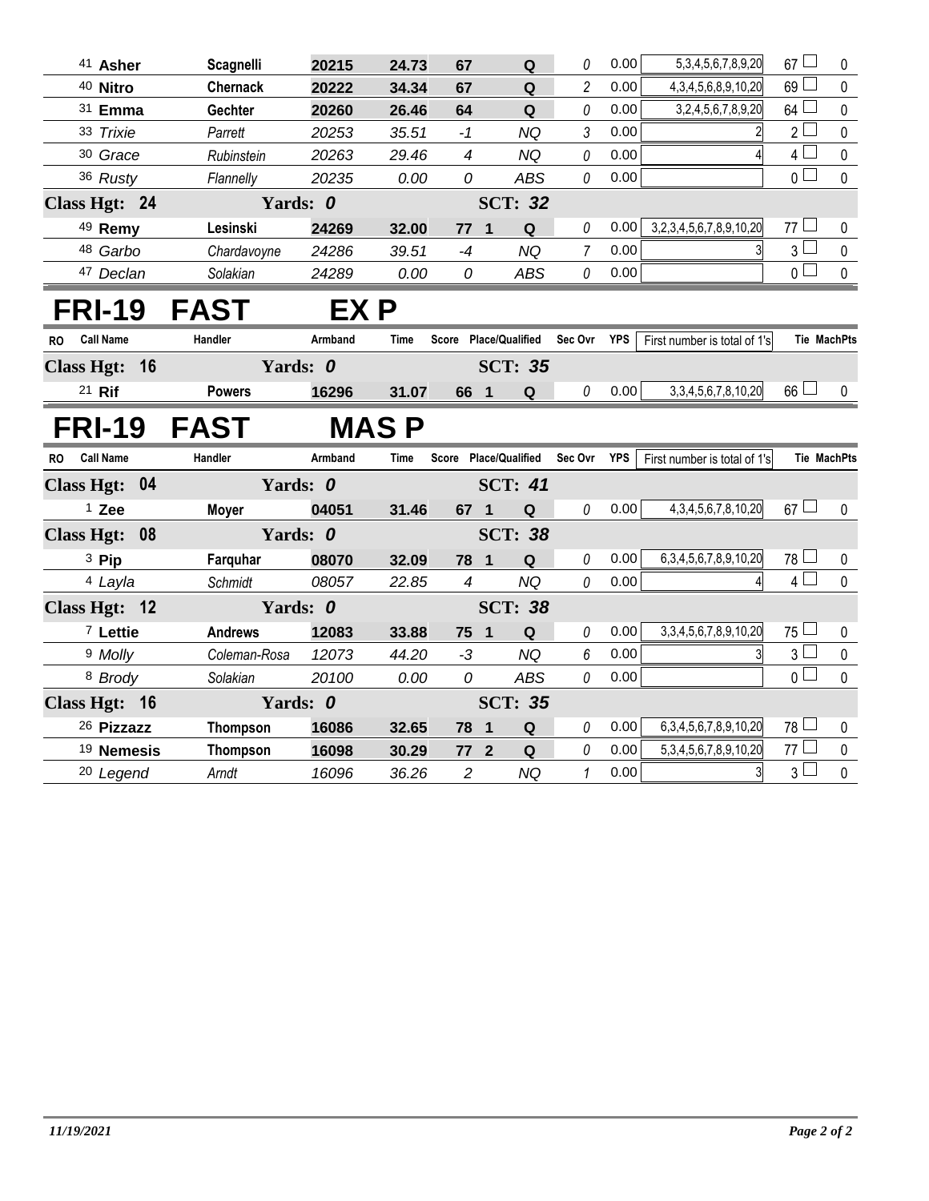| RO | Call Name | Handler | Armband | Time | Score | Place/Qualified | | Sec Ovr | YPS | First number is total of 1's | Tie | MachPts |
|---|---|---|---|---|---|---|---|---|---|---|---|---|
| 41 | **Asher** | **Scagnelli** | **20215** | **24.73** | **67** | | **Q** | 0 | 0.00 | 5,3,4,5,6,7,8,9,20 | 67 | 0 |
| 40 | **Nitro** | **Chernack** | **20222** | **34.34** | **67** | | **Q** | 2 | 0.00 | 4,3,4,5,6,8,9,10,20 | 69 | 0 |
| 31 | **Emma** | **Gechter** | **20260** | **26.46** | **64** | | **Q** | 0 | 0.00 | 3,2,4,5,6,7,8,9,20 | 64 | 0 |
| 33 | *Trixie* | *Parrett* | *20253* | *35.51* | *-1* | | *NQ* | 3 | 0.00 | 2 | 2 | 0 |
| 30 | *Grace* | *Rubinstein* | *20263* | *29.46* | *4* | | *NQ* | 0 | 0.00 | 4 | 4 | 0 |
| 36 | *Rusty* | *Flannelly* | *20235* | *0.00* | *0* | | *ABS* | 0 | 0.00 | | 0 | 0 |
| **Class Hgt: 24** | | **Yards: 0** | | | | **SCT: 32** | | | | | | |
| 49 | **Remy** | **Lesinski** | **24269** | **32.00** | **77** | **1** | **Q** | 0 | 0.00 | 3,2,3,4,5,6,7,8,9,10,20 | 77 | 0 |
| 48 | *Garbo* | *Chardavoyne* | *24286* | *39.51* | *-4* | | *NQ* | 7 | 0.00 | 3 | 3 | 0 |
| 47 | *Declan* | *Solakian* | *24289* | *0.00* | *0* | | *ABS* | 0 | 0.00 | | 0 | 0 |

# FRI-19 FAST EX P

| RO | Call Name | Handler | Armband | Time | Score | Place/Qualified | | Sec Ovr | YPS | First number is total of 1's | Tie | MachPts |
|---|---|---|---|---|---|---|---|---|---|---|---|---|
| **Class Hgt: 16** | | **Yards: 0** | | | | **SCT: 35** | | | | | | |
| 21 | **Rif** | **Powers** | **16296** | **31.07** | **66** | **1** | **Q** | 0 | 0.00 | 3,3,4,5,6,7,8,10,20 | 66 | 0 |

# FRI-19 FAST MAS P

| RO | Call Name | Handler | Armband | Time | Score | Place/Qualified | | Sec Ovr | YPS | First number is total of 1's | Tie | MachPts |
|---|---|---|---|---|---|---|---|---|---|---|---|---|
| **Class Hgt: 04** | | **Yards: 0** | | | | **SCT: 41** | | | | | | |
| 1 | **Zee** | **Moyer** | **04051** | **31.46** | **67** | **1** | **Q** | 0 | 0.00 | 4,3,4,5,6,7,8,10,20 | 67 | 0 |
| **Class Hgt: 08** | | **Yards: 0** | | | | **SCT: 38** | | | | | | |
| 3 | **Pip** | **Farquhar** | **08070** | **32.09** | **78** | **1** | **Q** | 0 | 0.00 | 6,3,4,5,6,7,8,9,10,20 | 78 | 0 |
| 4 | *Layla* | *Schmidt* | *08057* | *22.85* | *4* | | *NQ* | 0 | 0.00 | 4 | 4 | 0 |
| **Class Hgt: 12** | | **Yards: 0** | | | | **SCT: 38** | | | | | | |
| 7 | **Lettie** | **Andrews** | **12083** | **33.88** | **75** | **1** | **Q** | 0 | 0.00 | 3,3,4,5,6,7,8,9,10,20 | 75 | 0 |
| 9 | *Molly* | *Coleman-Rosa* | *12073* | *44.20* | *-3* | | *NQ* | 6 | 0.00 | 3 | 3 | 0 |
| 8 | *Brody* | *Solakian* | *20100* | *0.00* | *0* | | *ABS* | 0 | 0.00 | | 0 | 0 |
| **Class Hgt: 16** | | **Yards: 0** | | | | **SCT: 35** | | | | | | |
| 26 | **Pizzazz** | **Thompson** | **16086** | **32.65** | **78** | **1** | **Q** | 0 | 0.00 | 6,3,4,5,6,7,8,9,10,20 | 78 | 0 |
| 19 | **Nemesis** | **Thompson** | **16098** | **30.29** | **77** | **2** | **Q** | 0 | 0.00 | 5,3,4,5,6,7,8,9,10,20 | 77 | 0 |
| 20 | *Legend* | *Arndt* | *16096* | *36.26* | *2* | | *NQ* | 1 | 0.00 | 3 | 3 | 0 |

*11/19/2021*